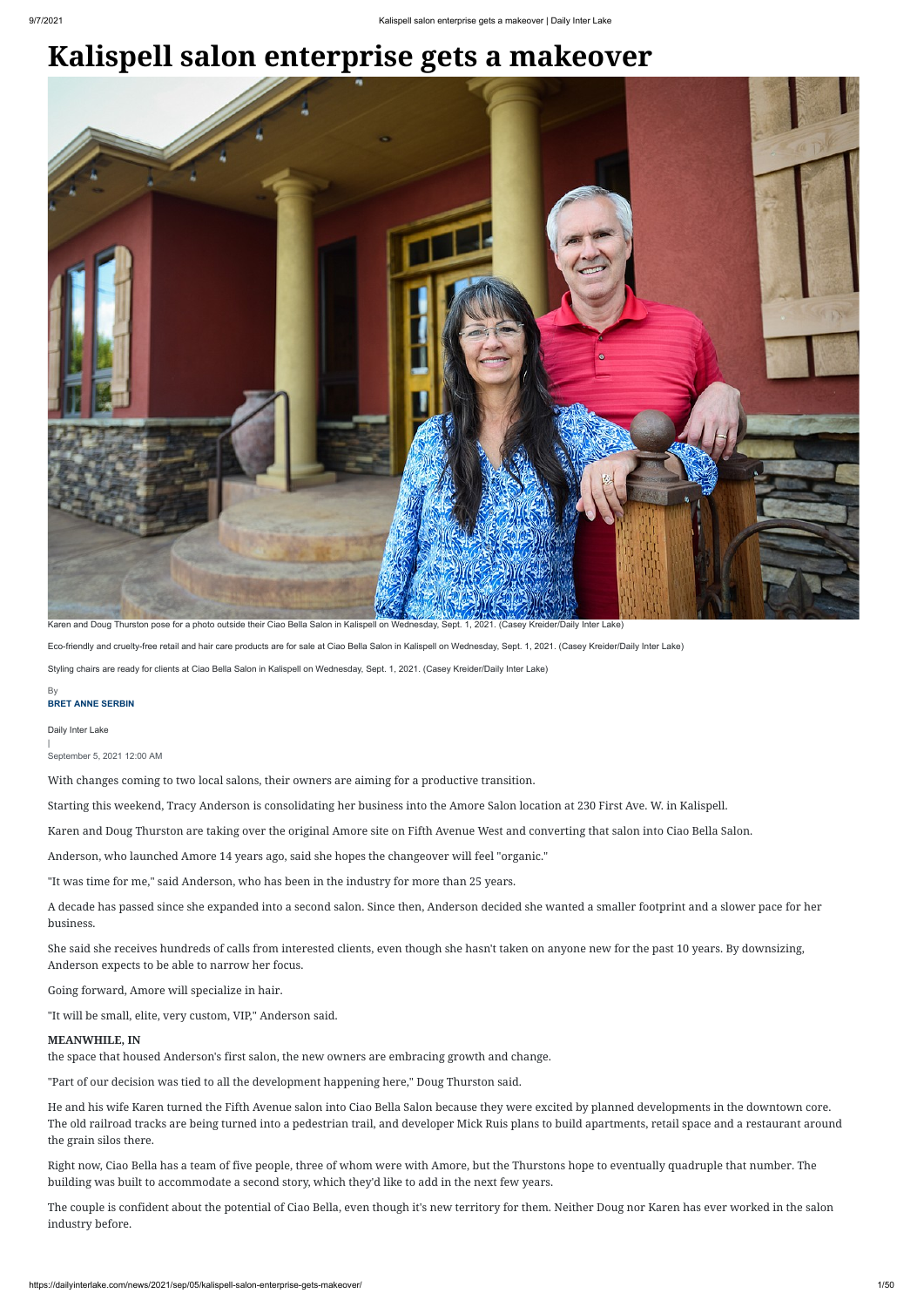# Kalispell salon enterprise gets a makeover

Karen and Doug Thurston pose for a photo outside their Ciao Bella Salon in Kalispell on Wednesday, Sept. 1, 2021. (Casey Kreider/Daily Inter Lake)

Eco-friendly and cruelty-free retail and hair care products are for sale at Ciao Bella Salon in Kalispell on Wednesday, Sept. 1, 2021. (Casey Kreider/Daily Inter Lake)

Styling chairs are ready for clients at Ciao Bella Salon in Kalispell on Wednesday, Sept. 1, 2021. (Casey Kreider/Daily Inter Lake)

By
**BRET ANNE SERBIN**

Daily Inter Lake
|
September 5, 2021 12:00 AM

With changes coming to two local salons, their owners are aiming for a productive transition.

Starting this weekend, Tracy Anderson is consolidating her business into the Amore Salon location at 230 First Ave. W. in Kalispell.

Karen and Doug Thurston are taking over the original Amore site on Fifth Avenue West and converting that salon into Ciao Bella Salon.

Anderson, who launched Amore 14 years ago, said she hopes the changeover will feel "organic."

"It was time for me," said Anderson, who has been in the industry for more than 25 years.

A decade has passed since she expanded into a second salon. Since then, Anderson decided she wanted a smaller footprint and a slower pace for her business.

She said she receives hundreds of calls from interested clients, even though she hasn't taken on anyone new for the past 10 years. By downsizing, Anderson expects to be able to narrow her focus.

Going forward, Amore will specialize in hair.

"It will be small, elite, very custom, VIP," Anderson said.

**MEANWHILE, IN**
the space that housed Anderson's first salon, the new owners are embracing growth and change.

"Part of our decision was tied to all the development happening here," Doug Thurston said.

He and his wife Karen turned the Fifth Avenue salon into Ciao Bella Salon because they were excited by planned developments in the downtown core. The old railroad tracks are being turned into a pedestrian trail, and developer Mick Ruis plans to build apartments, retail space and a restaurant around the grain silos there.

Right now, Ciao Bella has a team of five people, three of whom were with Amore, but the Thurstons hope to eventually quadruple that number. The building was built to accommodate a second story, which they'd like to add in the next few years.

The couple is confident about the potential of Ciao Bella, even though it's new territory for them. Neither Doug nor Karen has ever worked in the salon industry before.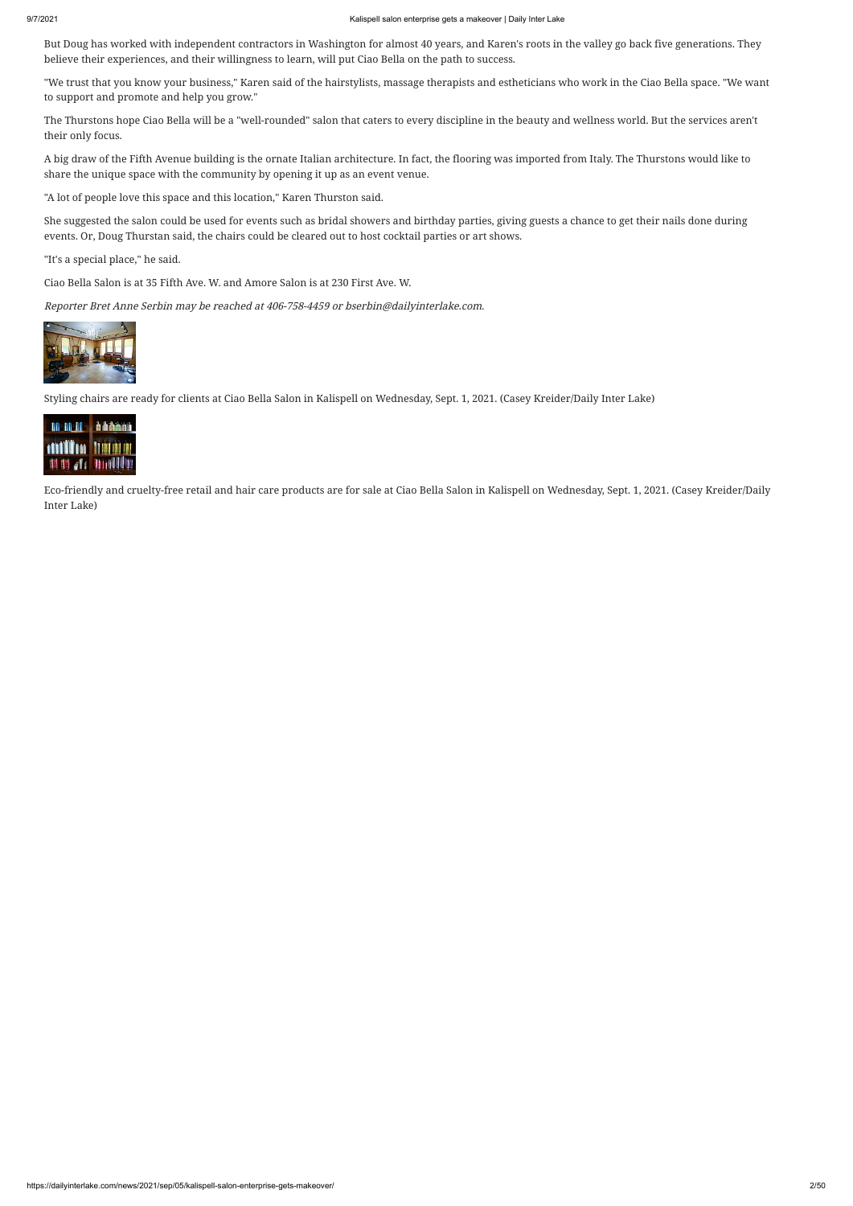But Doug has worked with independent contractors in Washington for almost 40 years, and Karen's roots in the valley go back five generations. They believe their experiences, and their willingness to learn, will put Ciao Bella on the path to success.

"We trust that you know your business," Karen said of the hairstylists, massage therapists and estheticians who work in the Ciao Bella space. "We want to support and promote and help you grow."

The Thurstons hope Ciao Bella will be a "well-rounded" salon that caters to every discipline in the beauty and wellness world. But the services aren't their only focus.

A big draw of the Fifth Avenue building is the ornate Italian architecture. In fact, the flooring was imported from Italy. The Thurstons would like to share the unique space with the community by opening it up as an event venue.

"A lot of people love this space and this location," Karen Thurston said.

She suggested the salon could be used for events such as bridal showers and birthday parties, giving guests a chance to get their nails done during events. Or, Doug Thurstan said, the chairs could be cleared out to host cocktail parties or art shows.

"It's a special place," he said.

Ciao Bella Salon is at 35 Fifth Ave. W. and Amore Salon is at 230 First Ave. W.

*Reporter Bret Anne Serbin may be reached at 406-758-4459 or bserbin@dailyinterlake.com.*

Styling chairs are ready for clients at Ciao Bella Salon in Kalispell on Wednesday, Sept. 1, 2021. (Casey Kreider/Daily Inter Lake)

Eco-friendly and cruelty-free retail and hair care products are for sale at Ciao Bella Salon in Kalispell on Wednesday, Sept. 1, 2021. (Casey Kreider/Daily Inter Lake)